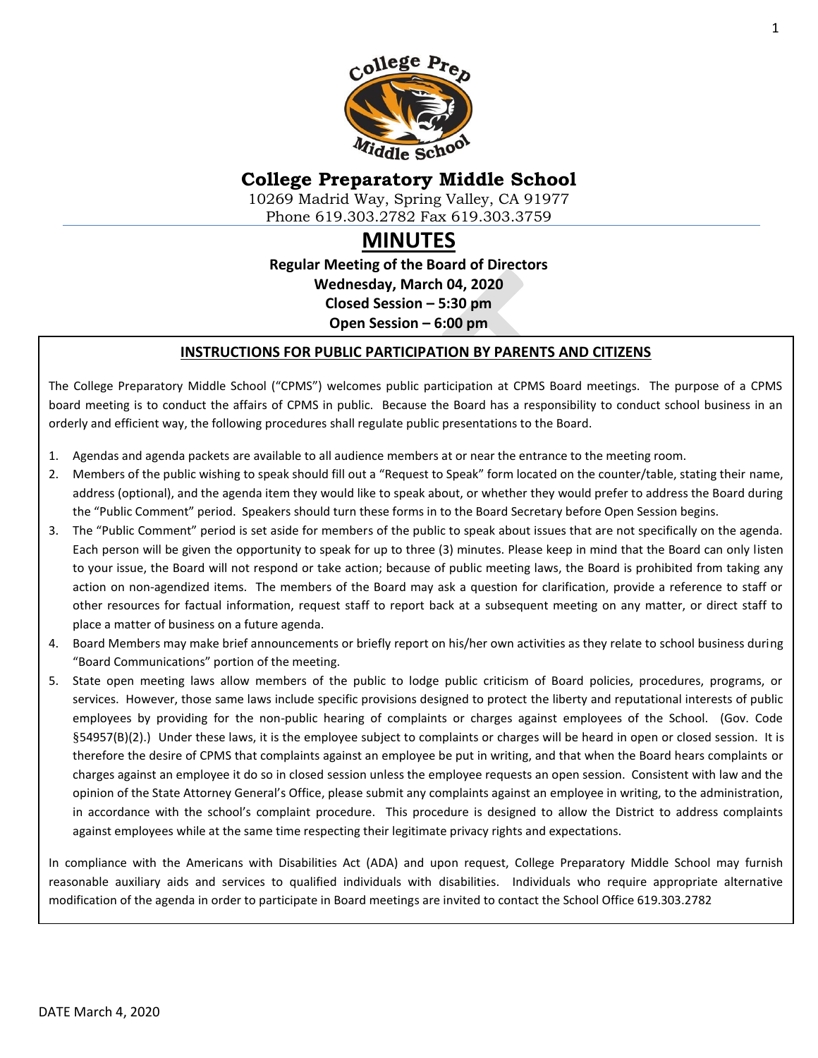# College Preparatory Middle School

10269 Madrid Way, Spring Valley, CA 91977
Phone 619.303.2782 Fax 619.303.3759

# MINUTES

**Regular Meeting of the Board of Directors**
**Wednesday, March 04, 2020**
**Closed Session – 5:30 pm**
**Open Session – 6:00 pm**

## INSTRUCTIONS FOR PUBLIC PARTICIPATION BY PARENTS AND CITIZENS

The College Preparatory Middle School ("CPMS") welcomes public participation at CPMS Board meetings. The purpose of a CPMS board meeting is to conduct the affairs of CPMS in public. Because the Board has a responsibility to conduct school business in an orderly and efficient way, the following procedures shall regulate public presentations to the Board.

1. Agendas and agenda packets are available to all audience members at or near the entrance to the meeting room.
2. Members of the public wishing to speak should fill out a "Request to Speak" form located on the counter/table, stating their name, address (optional), and the agenda item they would like to speak about, or whether they would prefer to address the Board during the "Public Comment" period. Speakers should turn these forms in to the Board Secretary before Open Session begins.
3. The "Public Comment" period is set aside for members of the public to speak about issues that are not specifically on the agenda. Each person will be given the opportunity to speak for up to three (3) minutes. Please keep in mind that the Board can only listen to your issue, the Board will not respond or take action; because of public meeting laws, the Board is prohibited from taking any action on non-agendized items. The members of the Board may ask a question for clarification, provide a reference to staff or other resources for factual information, request staff to report back at a subsequent meeting on any matter, or direct staff to place a matter of business on a future agenda.
4. Board Members may make brief announcements or briefly report on his/her own activities as they relate to school business during "Board Communications" portion of the meeting.
5. State open meeting laws allow members of the public to lodge public criticism of Board policies, procedures, programs, or services. However, those same laws include specific provisions designed to protect the liberty and reputational interests of public employees by providing for the non-public hearing of complaints or charges against employees of the School. (Gov. Code §54957(B)(2).) Under these laws, it is the employee subject to complaints or charges will be heard in open or closed session. It is therefore the desire of CPMS that complaints against an employee be put in writing, and that when the Board hears complaints or charges against an employee it do so in closed session unless the employee requests an open session. Consistent with law and the opinion of the State Attorney General's Office, please submit any complaints against an employee in writing, to the administration, in accordance with the school's complaint procedure. This procedure is designed to allow the District to address complaints against employees while at the same time respecting their legitimate privacy rights and expectations.

In compliance with the Americans with Disabilities Act (ADA) and upon request, College Preparatory Middle School may furnish reasonable auxiliary aids and services to qualified individuals with disabilities. Individuals who require appropriate alternative modification of the agenda in order to participate in Board meetings are invited to contact the School Office 619.303.2782

DATE March 4, 2020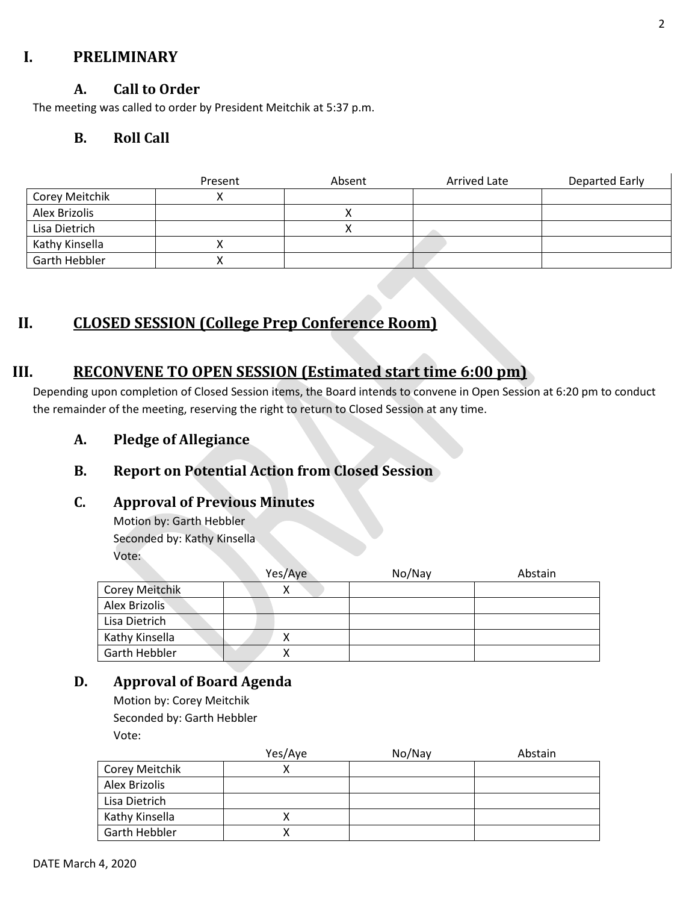# I. PRELIMINARY

## A. Call to Order

The meeting was called to order by President Meitchik at 5:37 p.m.

## B. Roll Call

| | Present | Absent | Arrived Late | Departed Early |
|---|---|---|---|---|
| Corey Meitchik | X | | | |
| Alex Brizolis | | X | | |
| Lisa Dietrich | | X | | |
| Kathy Kinsella | X | | | |
| Garth Hebbler | X | | | |

# II. CLOSED SESSION (College Prep Conference Room)

# III. RECONVENE TO OPEN SESSION (Estimated start time 6:00 pm)

Depending upon completion of Closed Session items, the Board intends to convene in Open Session at 6:20 pm to conduct the remainder of the meeting, reserving the right to return to Closed Session at any time.

## A. Pledge of Allegiance

## B. Report on Potential Action from Closed Session

## C. Approval of Previous Minutes

Motion by: Garth Hebbler
Seconded by: Kathy Kinsella
Vote:

| | Yes/Aye | No/Nay | Abstain |
|---|---|---|---|
| Corey Meitchik | X | | |
| Alex Brizolis | | | |
| Lisa Dietrich | | | |
| Kathy Kinsella | X | | |
| Garth Hebbler | X | | |

## D. Approval of Board Agenda

Motion by: Corey Meitchik
Seconded by: Garth Hebbler
Vote:

| | Yes/Aye | No/Nay | Abstain |
|---|---|---|---|
| Corey Meitchik | X | | |
| Alex Brizolis | | | |
| Lisa Dietrich | | | |
| Kathy Kinsella | X | | |
| Garth Hebbler | X | | |

DATE March 4, 2020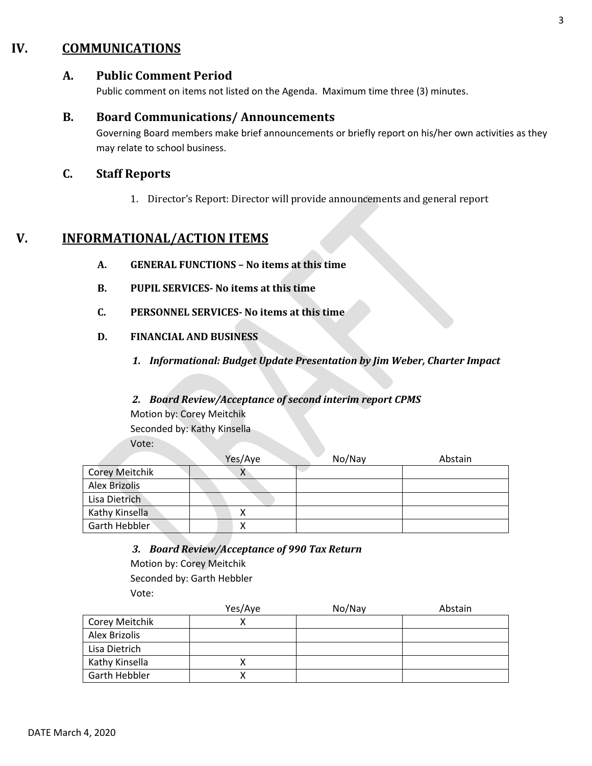# IV. COMMUNICATIONS

## A. Public Comment Period

Public comment on items not listed on the Agenda. Maximum time three (3) minutes.

## B. Board Communications/ Announcements

Governing Board members make brief announcements or briefly report on his/her own activities as they may relate to school business.

## C. Staff Reports

1. Director's Report: Director will provide announcements and general report

# V. INFORMATIONAL/ACTION ITEMS

### A. GENERAL FUNCTIONS – No items at this time

### B. PUPIL SERVICES- No items at this time

### C. PERSONNEL SERVICES- No items at this time

### D. FINANCIAL AND BUSINESS

***1. Informational: Budget Update Presentation by Jim Weber, Charter Impact***

***2. Board Review/Acceptance of second interim report CPMS***

Motion by: Corey Meitchik
Seconded by: Kathy Kinsella
Vote:

| | Yes/Aye | No/Nay | Abstain |
|---|---|---|---|
| Corey Meitchik | X | | |
| Alex Brizolis | | | |
| Lisa Dietrich | | | |
| Kathy Kinsella | X | | |
| Garth Hebbler | X | | |

***3. Board Review/Acceptance of 990 Tax Return***

Motion by: Corey Meitchik
Seconded by: Garth Hebbler
Vote:

| | Yes/Aye | No/Nay | Abstain |
|---|---|---|---|
| Corey Meitchik | X | | |
| Alex Brizolis | | | |
| Lisa Dietrich | | | |
| Kathy Kinsella | X | | |
| Garth Hebbler | X | | |

DATE March 4, 2020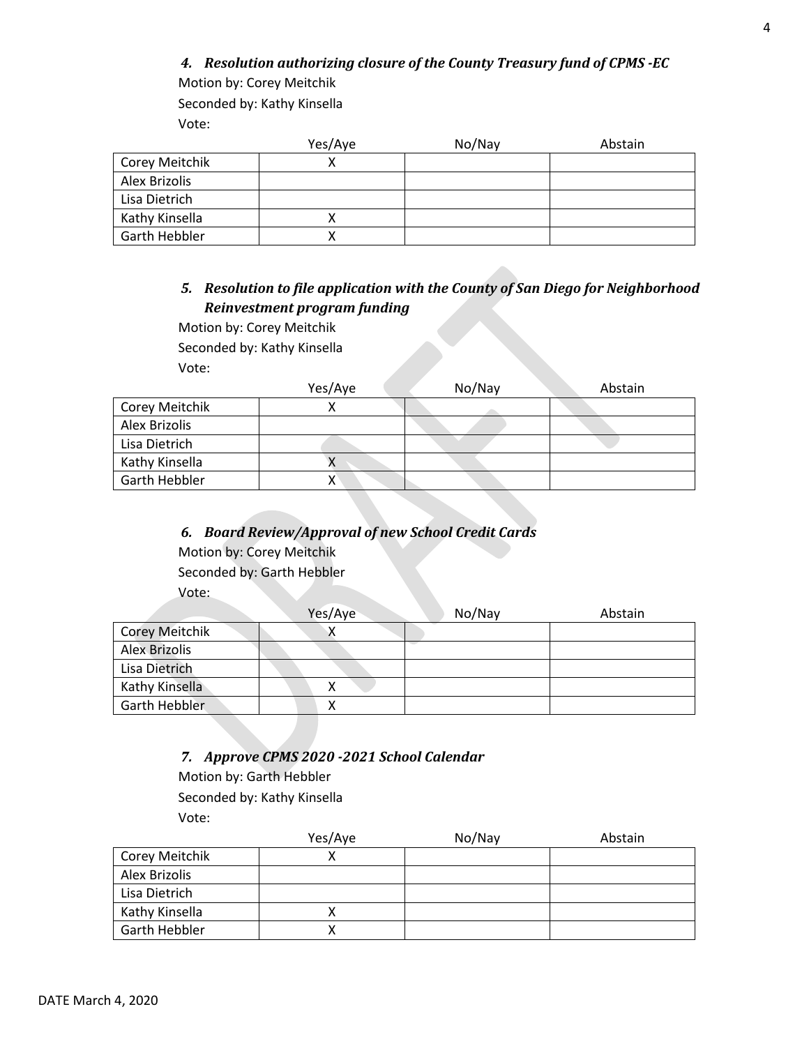### *4. Resolution authorizing closure of the County Treasury fund of CPMS -EC*

Motion by: Corey Meitchik

Seconded by: Kathy Kinsella

Vote:

| | Yes/Aye | No/Nay | Abstain |
|---|---|---|---|
| Corey Meitchik | X | | |
| Alex Brizolis | | | |
| Lisa Dietrich | | | |
| Kathy Kinsella | X | | |
| Garth Hebbler | X | | |

### *5. Resolution to file application with the County of San Diego for Neighborhood Reinvestment program funding*

Motion by: Corey Meitchik

Seconded by: Kathy Kinsella

Vote:

| | Yes/Aye | No/Nay | Abstain |
|---|---|---|---|
| Corey Meitchik | X | | |
| Alex Brizolis | | | |
| Lisa Dietrich | | | |
| Kathy Kinsella | X | | |
| Garth Hebbler | X | | |

### *6. Board Review/Approval of new School Credit Cards*

Motion by: Corey Meitchik

Seconded by: Garth Hebbler

Vote:

| | Yes/Aye | No/Nay | Abstain |
|---|---|---|---|
| Corey Meitchik | X | | |
| Alex Brizolis | | | |
| Lisa Dietrich | | | |
| Kathy Kinsella | X | | |
| Garth Hebbler | X | | |

### *7. Approve CPMS 2020 -2021 School Calendar*

Motion by: Garth Hebbler

Seconded by: Kathy Kinsella

Vote:

| | Yes/Aye | No/Nay | Abstain |
|---|---|---|---|
| Corey Meitchik | X | | |
| Alex Brizolis | | | |
| Lisa Dietrich | | | |
| Kathy Kinsella | X | | |
| Garth Hebbler | X | | |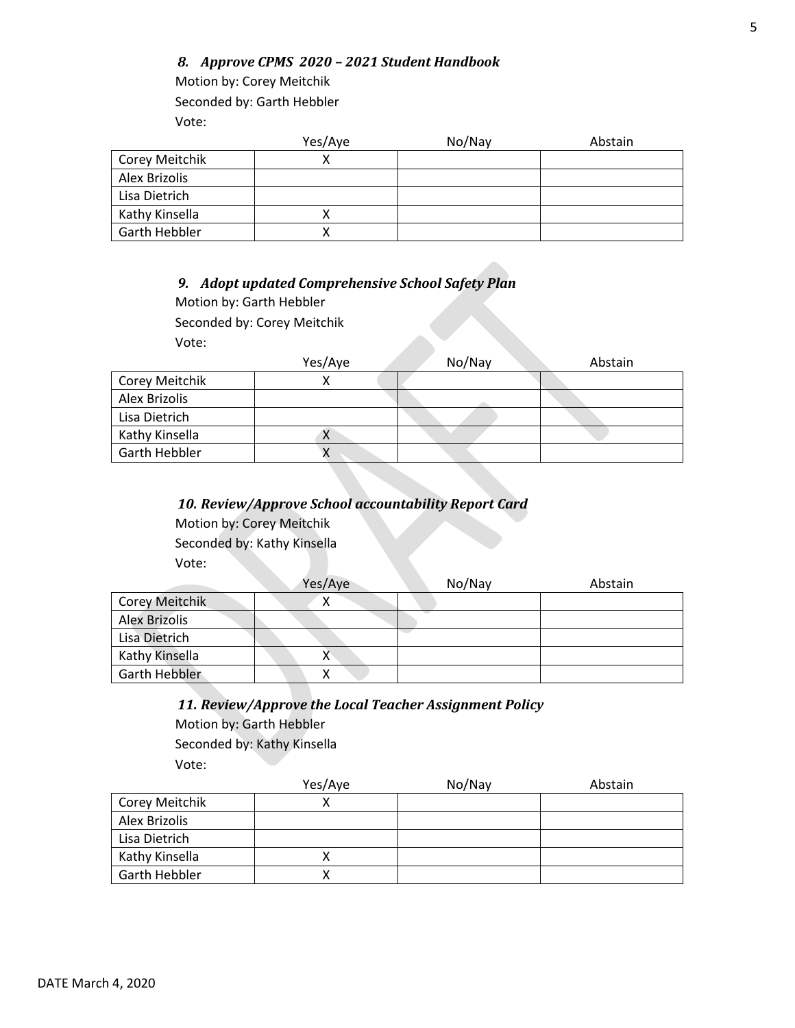### *8. Approve CPMS 2020 – 2021 Student Handbook*

Motion by: Corey Meitchik

Seconded by: Garth Hebbler

Vote:

| | Yes/Aye | No/Nay | Abstain |
|---|---|---|---|
| Corey Meitchik | X | | |
| Alex Brizolis | | | |
| Lisa Dietrich | | | |
| Kathy Kinsella | X | | |
| Garth Hebbler | X | | |

### *9. Adopt updated Comprehensive School Safety Plan*

Motion by: Garth Hebbler

Seconded by: Corey Meitchik

Vote:

| | Yes/Aye | No/Nay | Abstain |
|---|---|---|---|
| Corey Meitchik | X | | |
| Alex Brizolis | | | |
| Lisa Dietrich | | | |
| Kathy Kinsella | X | | |
| Garth Hebbler | X | | |

### *10. Review/Approve School accountability Report Card*

Motion by: Corey Meitchik

Seconded by: Kathy Kinsella

Vote:

| | Yes/Aye | No/Nay | Abstain |
|---|---|---|---|
| Corey Meitchik | X | | |
| Alex Brizolis | | | |
| Lisa Dietrich | | | |
| Kathy Kinsella | X | | |
| Garth Hebbler | X | | |

### *11. Review/Approve the Local Teacher Assignment Policy*

Motion by: Garth Hebbler

Seconded by: Kathy Kinsella

Vote:

| | Yes/Aye | No/Nay | Abstain |
|---|---|---|---|
| Corey Meitchik | X | | |
| Alex Brizolis | | | |
| Lisa Dietrich | | | |
| Kathy Kinsella | X | | |
| Garth Hebbler | X | | |

DATE March 4, 2020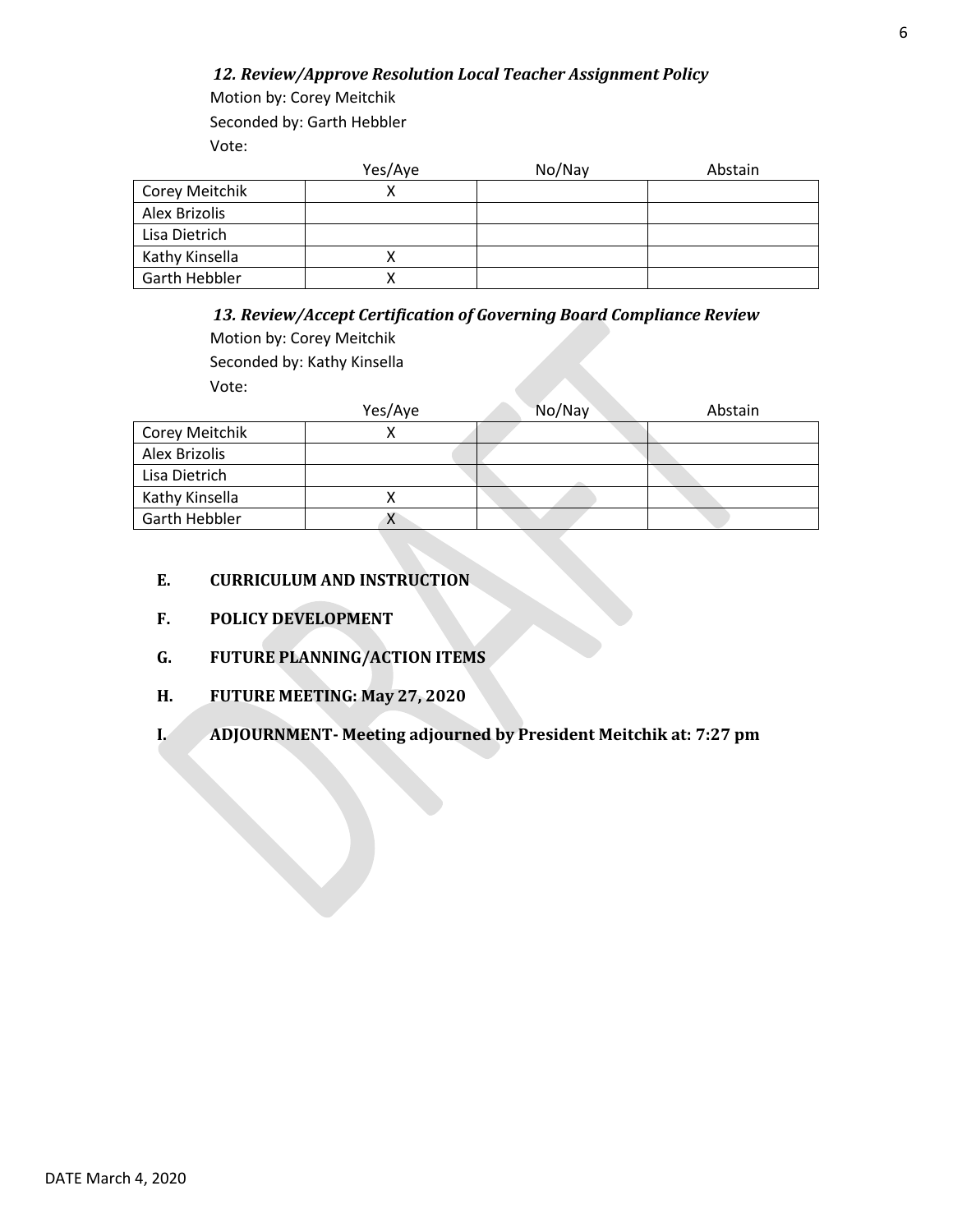***12. Review/Approve Resolution Local Teacher Assignment Policy***

Motion by: Corey Meitchik

Seconded by: Garth Hebbler

Vote:

| | Yes/Aye | No/Nay | Abstain |
|---|---|---|---|
| Corey Meitchik | X | | |
| Alex Brizolis | | | |
| Lisa Dietrich | | | |
| Kathy Kinsella | X | | |
| Garth Hebbler | X | | |

***13. Review/Accept Certification of Governing Board Compliance Review***

Motion by: Corey Meitchik

Seconded by: Kathy Kinsella

Vote:

| | Yes/Aye | No/Nay | Abstain |
|---|---|---|---|
| Corey Meitchik | X | | |
| Alex Brizolis | | | |
| Lisa Dietrich | | | |
| Kathy Kinsella | X | | |
| Garth Hebbler | X | | |

**E. CURRICULUM AND INSTRUCTION**

**F. POLICY DEVELOPMENT**

**G. FUTURE PLANNING/ACTION ITEMS**

**H. FUTURE MEETING: May 27, 2020**

**I. ADJOURNMENT- Meeting adjourned by President Meitchik at: 7:27 pm**

DRAFT

DATE March 4, 2020